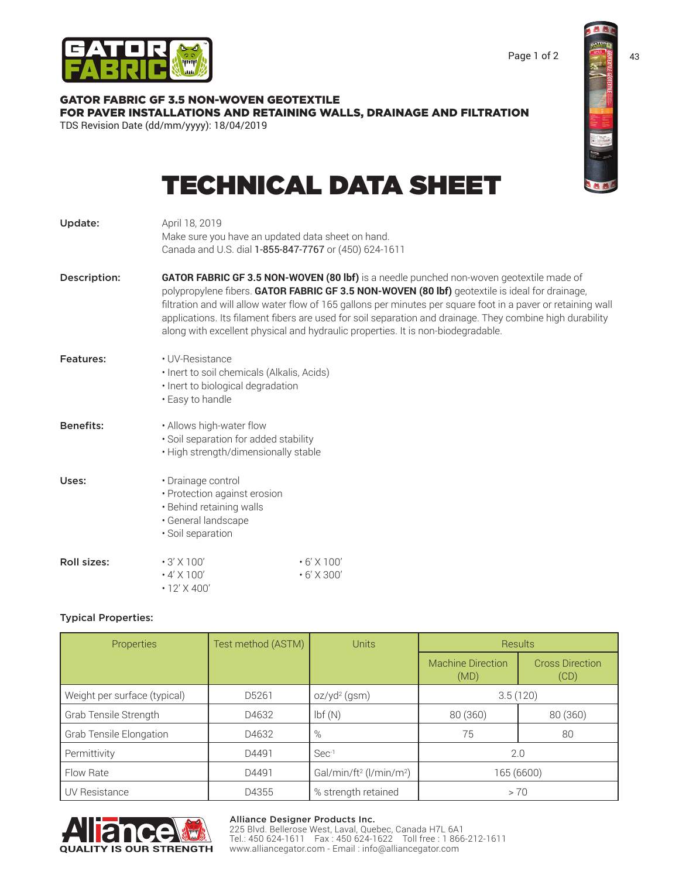## GATOR FABRIC GF 3.5 NON-WOVEN GEOTEXTILE
## FOR PAVER INSTALLATIONS AND RETAINING WALLS, DRAINAGE AND FILTRATION

TDS Revision Date (dd/mm/yyyy): 18/04/2019

# TECHNICAL DATA SHEET

**Update:**

April 18, 2019
Make sure you have an updated data sheet on hand.
Canada and U.S. dial 1-855-847-7767 or (450) 624-1611

**Description:**

**GATOR FABRIC GF 3.5 NON-WOVEN (80 lbf)** is a needle punched non-woven geotextile made of polypropylene fibers. **GATOR FABRIC GF 3.5 NON-WOVEN (80 lbf)** geotextile is ideal for drainage, filtration and will allow water flow of 165 gallons per minutes per square foot in a paver or retaining wall applications. Its filament fibers are used for soil separation and drainage. They combine high durability along with excellent physical and hydraulic properties. It is non-biodegradable.

**Features:**

- UV-Resistance
- Inert to soil chemicals (Alkalis, Acids)
- Inert to biological degradation
- Easy to handle

**Benefits:**

- Allows high-water flow
- Soil separation for added stability
- High strength/dimensionally stable

**Uses:**

- Drainage control
- Protection against erosion
- Behind retaining walls
- General landscape
- Soil separation

**Roll sizes:**

- 3' X 100'
- 4' X 100'
- 12' X 400'
- 6' X 100'
- 6' X 300'

**Typical Properties:**

| Properties | Test method (ASTM) | Units | Results | |
|---|---|---|---|---|
| | | | Machine Direction (MD) | Cross Direction (CD) |
| Weight per surface (typical) | D5261 | oz/yd² (gsm) | 3.5 (120) | |
| Grab Tensile Strength | D4632 | lbf (N) | 80 (360) | 80 (360) |
| Grab Tensile Elongation | D4632 | % | 75 | 80 |
| Permittivity | D4491 | $Sec^{-1}$ | 2.0 | |
| Flow Rate | D4491 | Gal/min/ft² (l/min/m²) | 165 (6600) | |
| UV Resistance | D4355 | % strength retained | > 70 | |

**Alliance Designer Products Inc.**
225 Blvd. Bellerose West, Laval, Quebec, Canada H7L 6A1
Tel.: 450 624-1611 Fax : 450 624-1622 Toll free : 1 866-212-1611
www.alliancegator.com - Email : info@alliancegator.com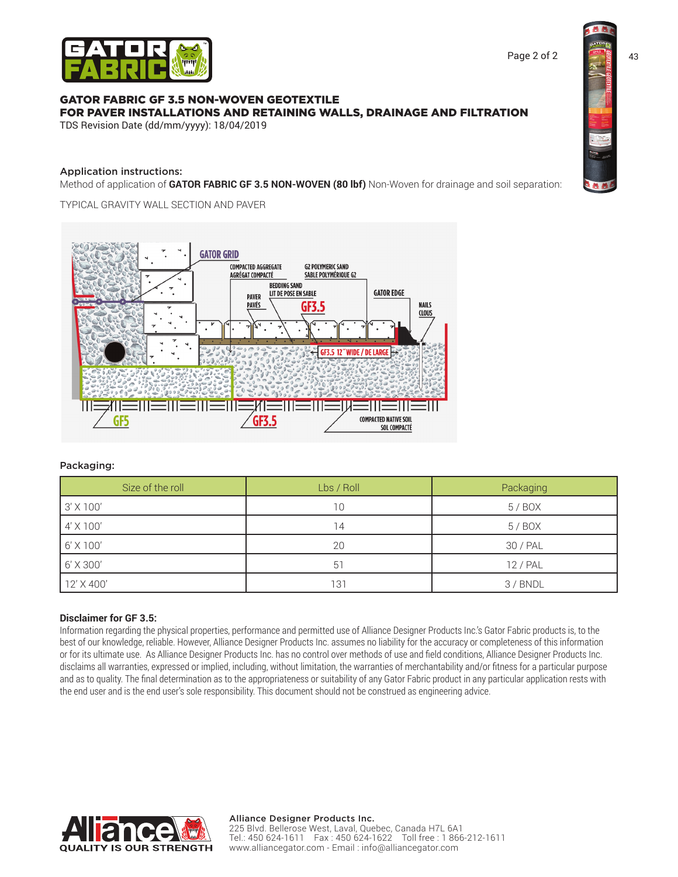## GATOR FABRIC GF 3.5 NON-WOVEN GEOTEXTILE
## FOR PAVER INSTALLATIONS AND RETAINING WALLS, DRAINAGE AND FILTRATION

TDS Revision Date (dd/mm/yyyy): 18/04/2019

### Application instructions:

Method of application of **GATOR FABRIC GF 3.5 NON-WOVEN (80 lbf)** Non-Woven for drainage and soil separation:

TYPICAL GRAVITY WALL SECTION AND PAVER

GATOR GRID
COMPACTED AGGREGATE
AGRÉGAT COMPACTÉ
G2 POLYMERIC SAND
SABLE POLYMÉRIQUE G2
BEDDING SAND
LIT DE POSE EN SABLE
PAVER
PAVÉS
GF3.5
GATOR EDGE
NAILS
CLOUS
GF3.5 12" WIDE / DE LARGE
GF5
GF3.5
COMPACTED NATIVE SOIL
SOL COMPACTÉ

### Packaging:

| Size of the roll | Lbs / Roll | Packaging |
|---|---|---|
| 3' X 100' | 10 | 5 / BOX |
| 4' X 100' | 14 | 5 / BOX |
| 6' X 100' | 20 | 30 / PAL |
| 6' X 300' | 51 | 12 / PAL |
| 12' X 400' | 131 | 3 / BNDL |

**Disclaimer for GF 3.5:**

Information regarding the physical properties, performance and permitted use of Alliance Designer Products Inc.'s Gator Fabric products is, to the best of our knowledge, reliable. However, Alliance Designer Products Inc. assumes no liability for the accuracy or completeness of this information or for its ultimate use. As Alliance Designer Products Inc. has no control over methods of use and field conditions, Alliance Designer Products Inc. disclaims all warranties, expressed or implied, including, without limitation, the warranties of merchantability and/or fitness for a particular purpose and as to quality. The final determination as to the appropriateness or suitability of any Gator Fabric product in any particular application rests with the end user and is the end user's sole responsibility. This document should not be construed as engineering advice.

QUALITY IS OUR STRENGTH

**Alliance Designer Products Inc.**
225 Blvd. Bellerose West, Laval, Quebec, Canada H7L 6A1
Tel.: 450 624-1611 Fax : 450 624-1622 Toll free : 1 866-212-1611
www.alliancegator.com - Email : info@alliancegator.com